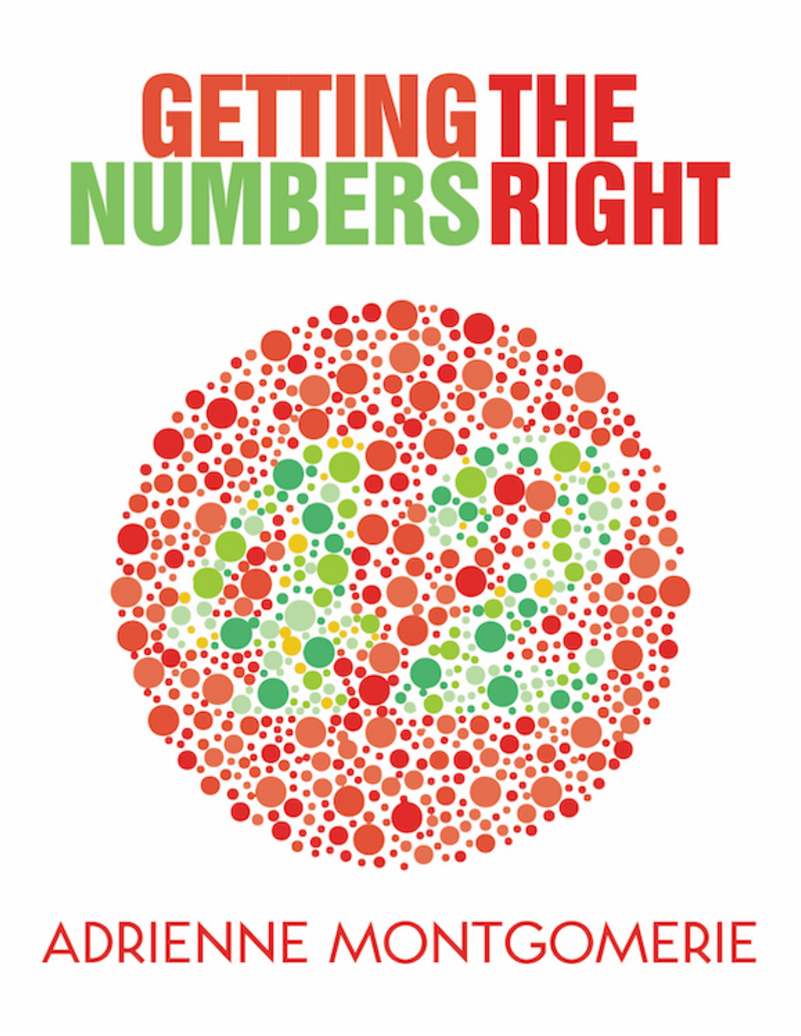# GETTING THE NUMBERS RIGHT

ADRIENNE MONTGOMERIE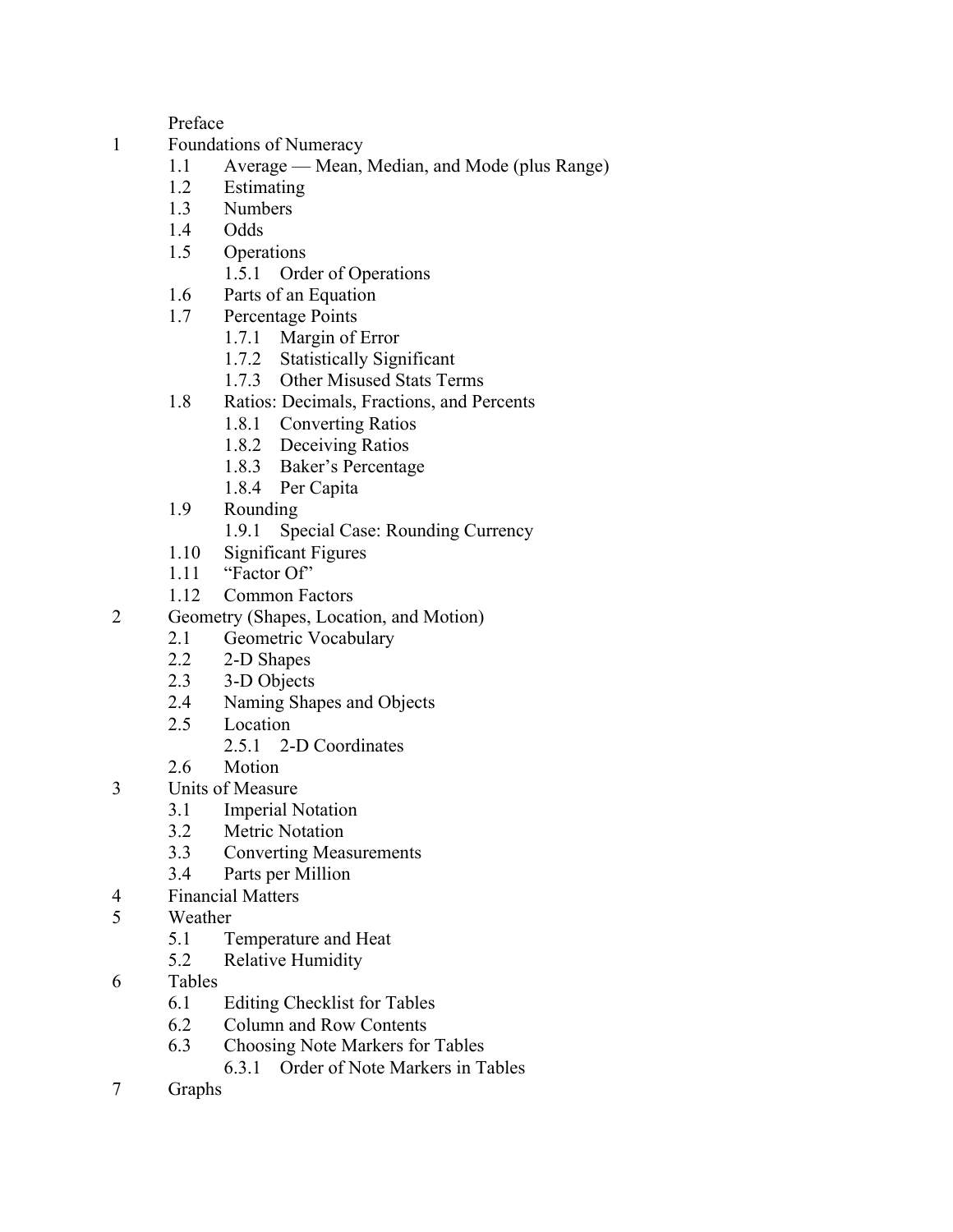Preface

1 Foundations of Numeracy
   - 1.1 Average — Mean, Median, and Mode (plus Range)
   - 1.2 Estimating
   - 1.3 Numbers
   - 1.4 Odds
   - 1.5 Operations
     - 1.5.1 Order of Operations
   - 1.6 Parts of an Equation
   - 1.7 Percentage Points
     - 1.7.1 Margin of Error
     - 1.7.2 Statistically Significant
     - 1.7.3 Other Misused Stats Terms
   - 1.8 Ratios: Decimals, Fractions, and Percents
     - 1.8.1 Converting Ratios
     - 1.8.2 Deceiving Ratios
     - 1.8.3 Baker's Percentage
     - 1.8.4 Per Capita
   - 1.9 Rounding
     - 1.9.1 Special Case: Rounding Currency
   - 1.10 Significant Figures
   - 1.11 "Factor Of"
   - 1.12 Common Factors

2 Geometry (Shapes, Location, and Motion)
   - 2.1 Geometric Vocabulary
   - 2.2 2-D Shapes
   - 2.3 3-D Objects
   - 2.4 Naming Shapes and Objects
   - 2.5 Location
     - 2.5.1 2-D Coordinates
   - 2.6 Motion

3 Units of Measure
   - 3.1 Imperial Notation
   - 3.2 Metric Notation
   - 3.3 Converting Measurements
   - 3.4 Parts per Million

4 Financial Matters

5 Weather
   - 5.1 Temperature and Heat
   - 5.2 Relative Humidity

6 Tables
   - 6.1 Editing Checklist for Tables
   - 6.2 Column and Row Contents
   - 6.3 Choosing Note Markers for Tables
     - 6.3.1 Order of Note Markers in Tables

7 Graphs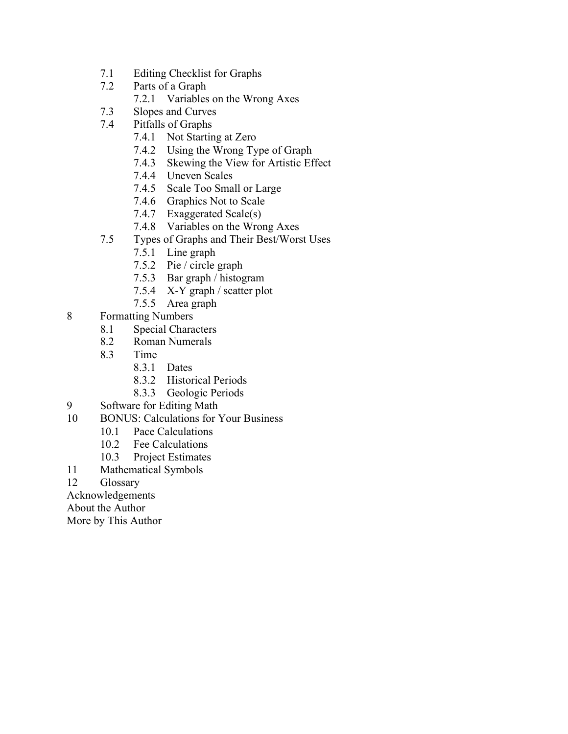- 7.1 Editing Checklist for Graphs
- 7.2 Parts of a Graph
  - 7.2.1 Variables on the Wrong Axes
- 7.3 Slopes and Curves
- 7.4 Pitfalls of Graphs
  - 7.4.1 Not Starting at Zero
  - 7.4.2 Using the Wrong Type of Graph
  - 7.4.3 Skewing the View for Artistic Effect
  - 7.4.4 Uneven Scales
  - 7.4.5 Scale Too Small or Large
  - 7.4.6 Graphics Not to Scale
  - 7.4.7 Exaggerated Scale(s)
  - 7.4.8 Variables on the Wrong Axes
- 7.5 Types of Graphs and Their Best/Worst Uses
  - 7.5.1 Line graph
  - 7.5.2 Pie / circle graph
  - 7.5.3 Bar graph / histogram
  - 7.5.4 X-Y graph / scatter plot
  - 7.5.5 Area graph

8 Formatting Numbers
- 8.1 Special Characters
- 8.2 Roman Numerals
- 8.3 Time
  - 8.3.1 Dates
  - 8.3.2 Historical Periods
  - 8.3.3 Geologic Periods

9 Software for Editing Math

10 BONUS: Calculations for Your Business
- 10.1 Pace Calculations
- 10.2 Fee Calculations
- 10.3 Project Estimates

11 Mathematical Symbols

12 Glossary

Acknowledgements

About the Author

More by This Author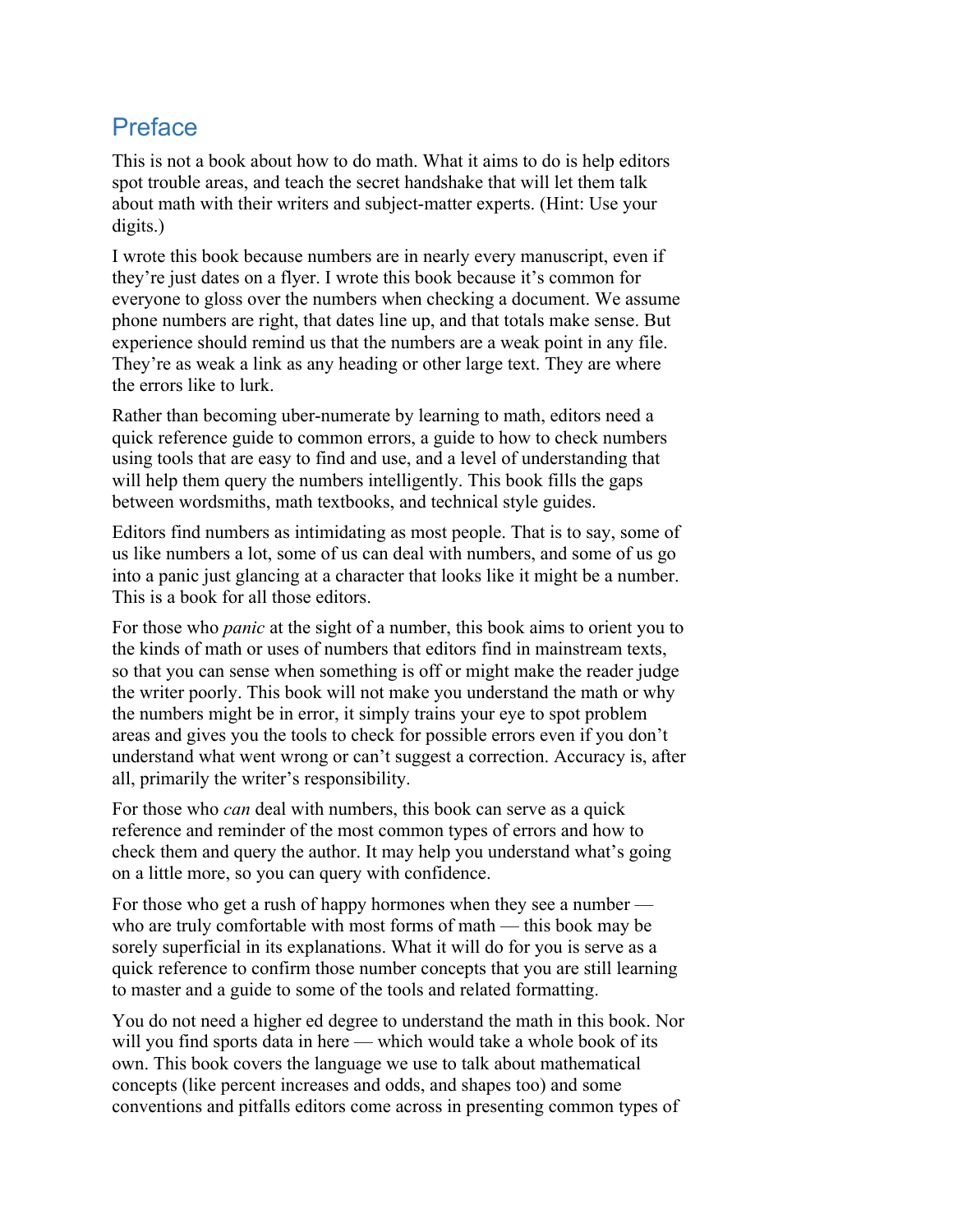# Preface

This is not a book about how to do math. What it aims to do is help editors spot trouble areas, and teach the secret handshake that will let them talk about math with their writers and subject-matter experts. (Hint: Use your digits.)

I wrote this book because numbers are in nearly every manuscript, even if they're just dates on a flyer. I wrote this book because it's common for everyone to gloss over the numbers when checking a document. We assume phone numbers are right, that dates line up, and that totals make sense. But experience should remind us that the numbers are a weak point in any file. They're as weak a link as any heading or other large text. They are where the errors like to lurk.

Rather than becoming uber-numerate by learning to math, editors need a quick reference guide to common errors, a guide to how to check numbers using tools that are easy to find and use, and a level of understanding that will help them query the numbers intelligently. This book fills the gaps between wordsmiths, math textbooks, and technical style guides.

Editors find numbers as intimidating as most people. That is to say, some of us like numbers a lot, some of us can deal with numbers, and some of us go into a panic just glancing at a character that looks like it might be a number. This is a book for all those editors.

For those who *panic* at the sight of a number, this book aims to orient you to the kinds of math or uses of numbers that editors find in mainstream texts, so that you can sense when something is off or might make the reader judge the writer poorly. This book will not make you understand the math or why the numbers might be in error, it simply trains your eye to spot problem areas and gives you the tools to check for possible errors even if you don't understand what went wrong or can't suggest a correction. Accuracy is, after all, primarily the writer's responsibility.

For those who *can* deal with numbers, this book can serve as a quick reference and reminder of the most common types of errors and how to check them and query the author. It may help you understand what's going on a little more, so you can query with confidence.

For those who get a rush of happy hormones when they see a number — who are truly comfortable with most forms of math — this book may be sorely superficial in its explanations. What it will do for you is serve as a quick reference to confirm those number concepts that you are still learning to master and a guide to some of the tools and related formatting.

You do not need a higher ed degree to understand the math in this book. Nor will you find sports data in here — which would take a whole book of its own. This book covers the language we use to talk about mathematical concepts (like percent increases and odds, and shapes too) and some conventions and pitfalls editors come across in presenting common types of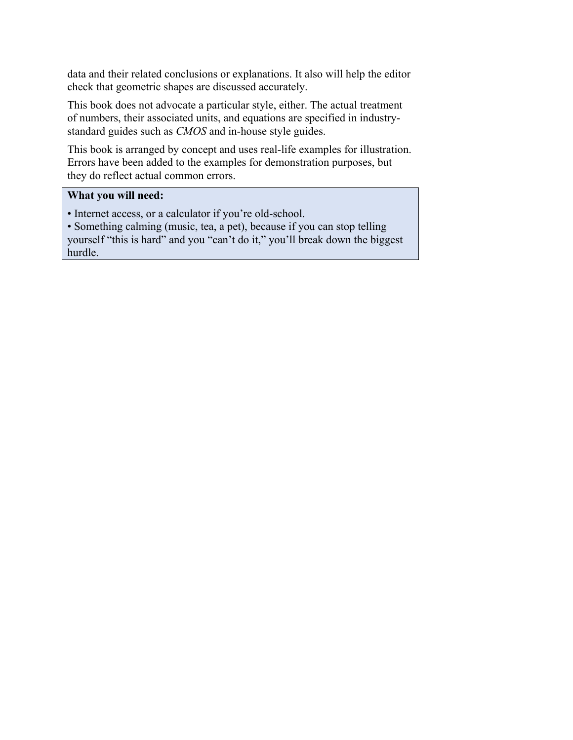data and their related conclusions or explanations. It also will help the editor check that geometric shapes are discussed accurately.

This book does not advocate a particular style, either. The actual treatment of numbers, their associated units, and equations are specified in industry-standard guides such as *CMOS* and in-house style guides.

This book is arranged by concept and uses real-life examples for illustration. Errors have been added to the examples for demonstration purposes, but they do reflect actual common errors.

**What you will need:**

- Internet access, or a calculator if you’re old-school.
- Something calming (music, tea, a pet), because if you can stop telling yourself “this is hard” and you “can’t do it,” you’ll break down the biggest hurdle.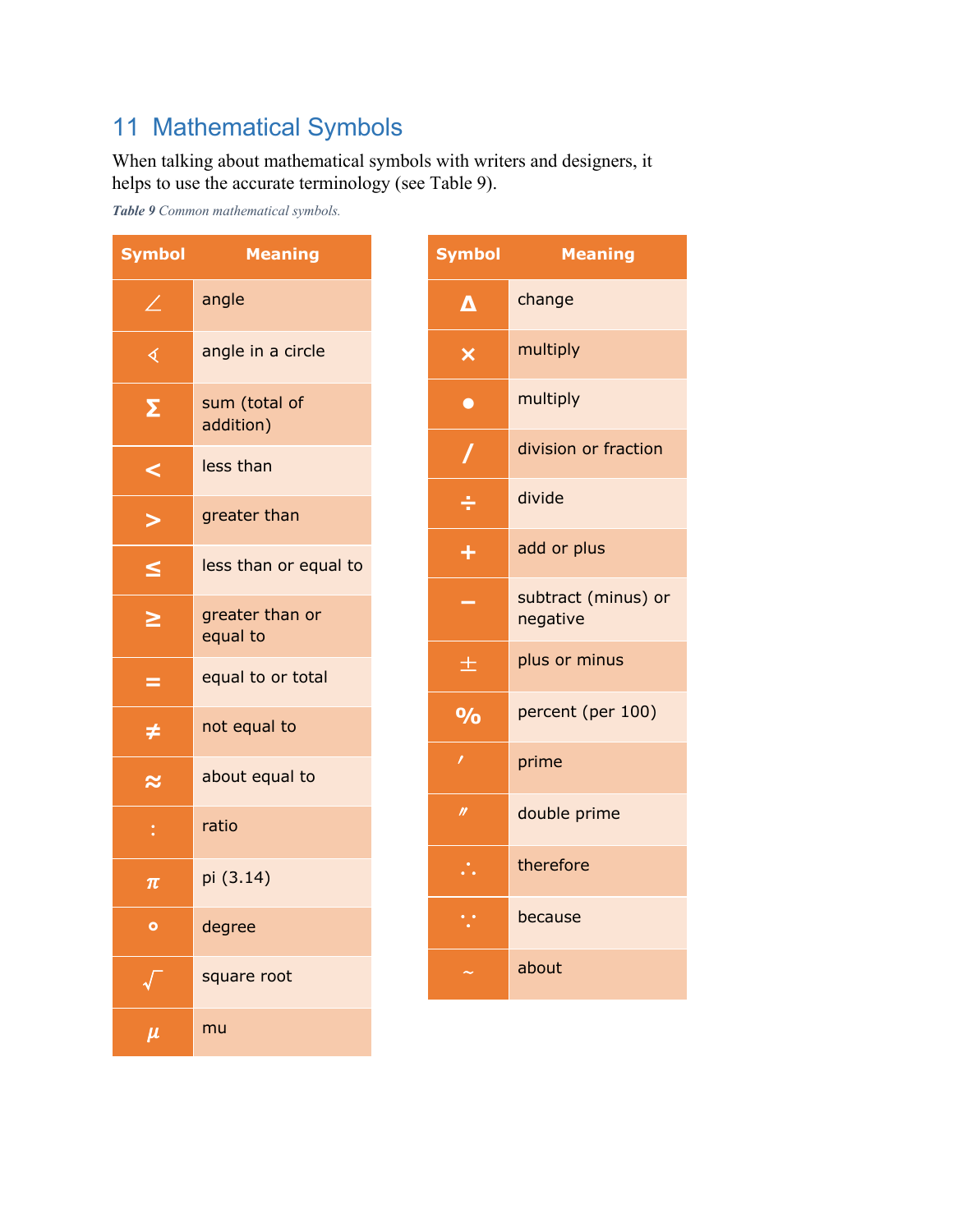## 11 Mathematical Symbols

When talking about mathematical symbols with writers and designers, it helps to use the accurate terminology (see Table 9).

***Table 9** Common mathematical symbols.*

| Symbol | Meaning |
|---|---|
| ∠ | angle |
| ∢ | angle in a circle |
| Σ | sum (total of addition) |
| < | less than |
| > | greater than |
| ≤ | less than or equal to |
| ≥ | greater than or equal to |
| = | equal to or total |
| ≠ | not equal to |
| ≈ | about equal to |
| : | ratio |
| π | pi (3.14) |
| ° | degree |
| √ | square root |
| μ | mu |

| Symbol | Meaning |
|---|---|
| Δ | change |
| × | multiply |
| • | multiply |
| / | division or fraction |
| ÷ | divide |
| + | add or plus |
| − | subtract (minus) or negative |
| ± | plus or minus |
| % | percent (per 100) |
| ′ | prime |
| ″ | double prime |
| ∴ | therefore |
| ∵ | because |
| ~ | about |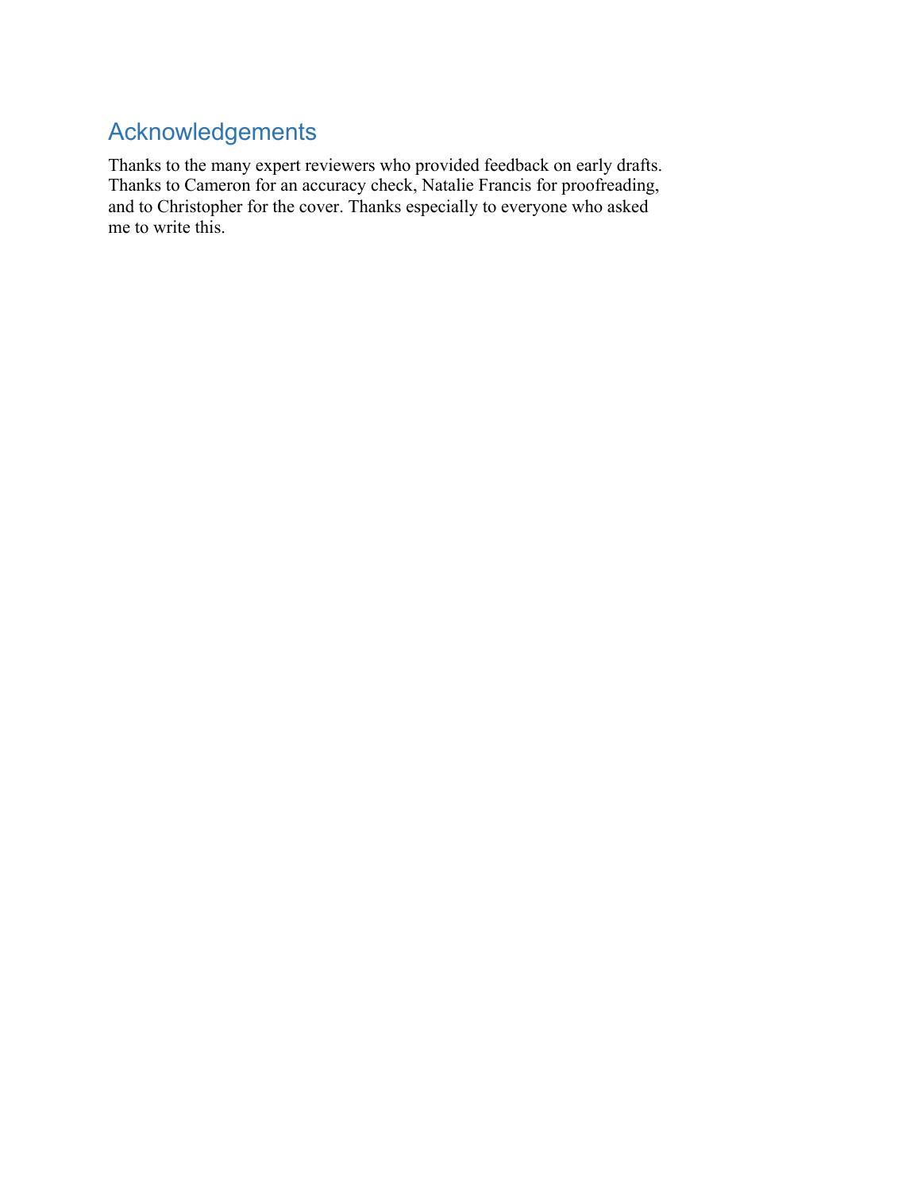## Acknowledgements

Thanks to the many expert reviewers who provided feedback on early drafts. Thanks to Cameron for an accuracy check, Natalie Francis for proofreading, and to Christopher for the cover. Thanks especially to everyone who asked me to write this.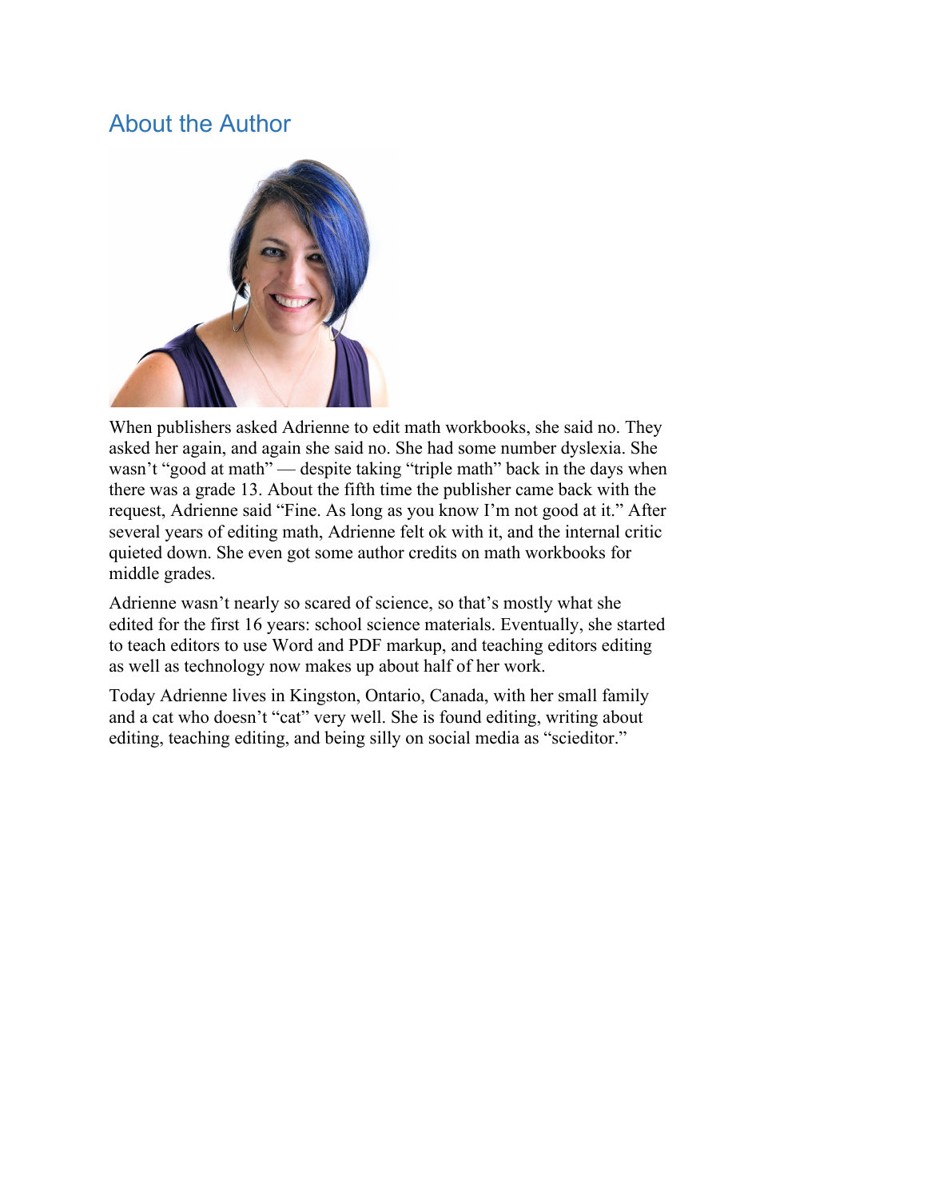## About the Author

When publishers asked Adrienne to edit math workbooks, she said no. They asked her again, and again she said no. She had some number dyslexia. She wasn't "good at math" — despite taking "triple math" back in the days when there was a grade 13. About the fifth time the publisher came back with the request, Adrienne said "Fine. As long as you know I'm not good at it." After several years of editing math, Adrienne felt ok with it, and the internal critic quieted down. She even got some author credits on math workbooks for middle grades.

Adrienne wasn't nearly so scared of science, so that's mostly what she edited for the first 16 years: school science materials. Eventually, she started to teach editors to use Word and PDF markup, and teaching editors editing as well as technology now makes up about half of her work.

Today Adrienne lives in Kingston, Ontario, Canada, with her small family and a cat who doesn't "cat" very well. She is found editing, writing about editing, teaching editing, and being silly on social media as "scieditor."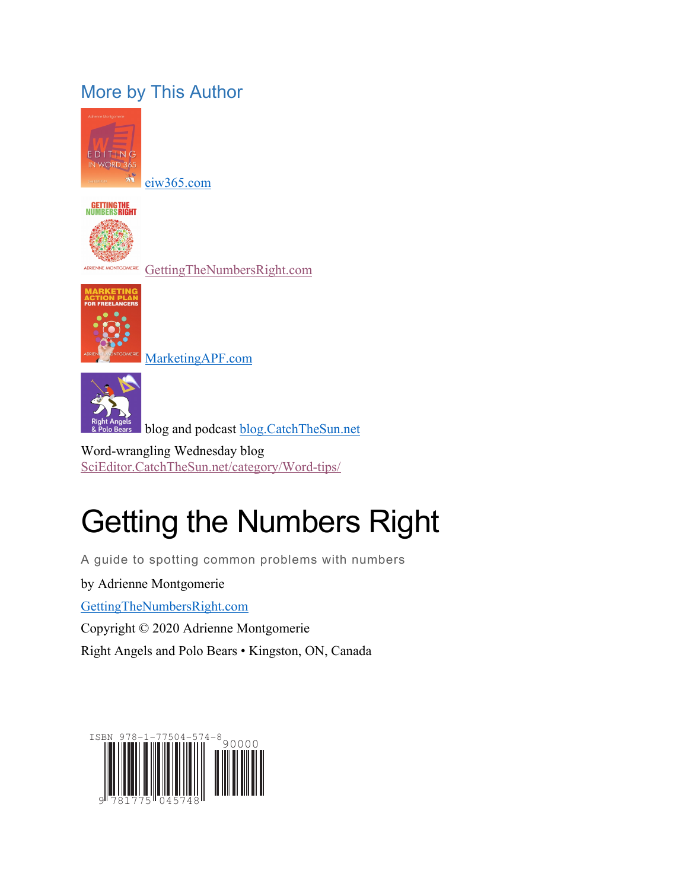## More by This Author

eiw365.com

GettingTheNumbersRight.com

MarketingAPF.com

blog and podcast blog.CatchTheSun.net

Word-wrangling Wednesday blog
SciEditor.CatchTheSun.net/category/Word-tips/

# Getting the Numbers Right

A guide to spotting common problems with numbers

by Adrienne Montgomerie

GettingTheNumbersRight.com

Copyright © 2020 Adrienne Montgomerie

Right Angels and Polo Bears • Kingston, ON, Canada

ISBN 978-1-77504-574-8